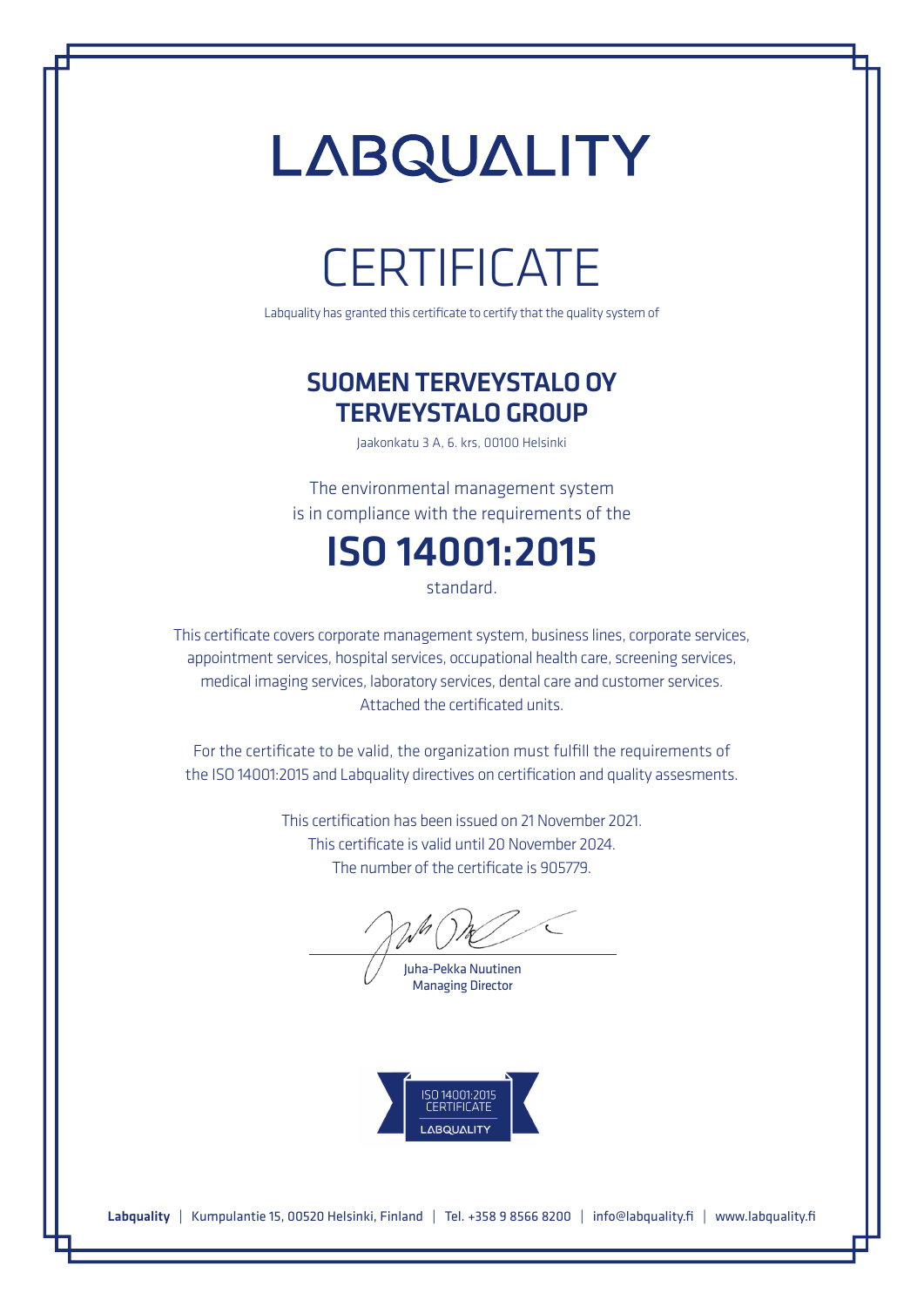# LABQUALITY

# CERTIFICATE

Labquality has granted this certificate to certify that the quality system of

## SUOMEN TERVEYSTALO OY
## TERVEYSTALO GROUP

Jaakonkatu 3 A, 6. krs, 00100 Helsinki

The environmental management system
is in compliance with the requirements of the

# ISO 14001:2015

standard.

This certificate covers corporate management system, business lines, corporate services, appointment services, hospital services, occupational health care, screening services, medical imaging services, laboratory services, dental care and customer services. Attached the certificated units.

For the certificate to be valid, the organization must fulfill the requirements of the ISO 14001:2015 and Labquality directives on certification and quality assesments.

This certification has been issued on 21 November 2021.
This certificate is valid until 20 November 2024.
The number of the certificate is 905779.

Juha-Pekka Nuutinen
Managing Director

ISO 14001:2015
CERTIFICATE
LABQUALITY

**Labquality** | Kumpulantie 15, 00520 Helsinki, Finland | Tel. +358 9 8566 8200 | info@labquality.fi | www.labquality.fi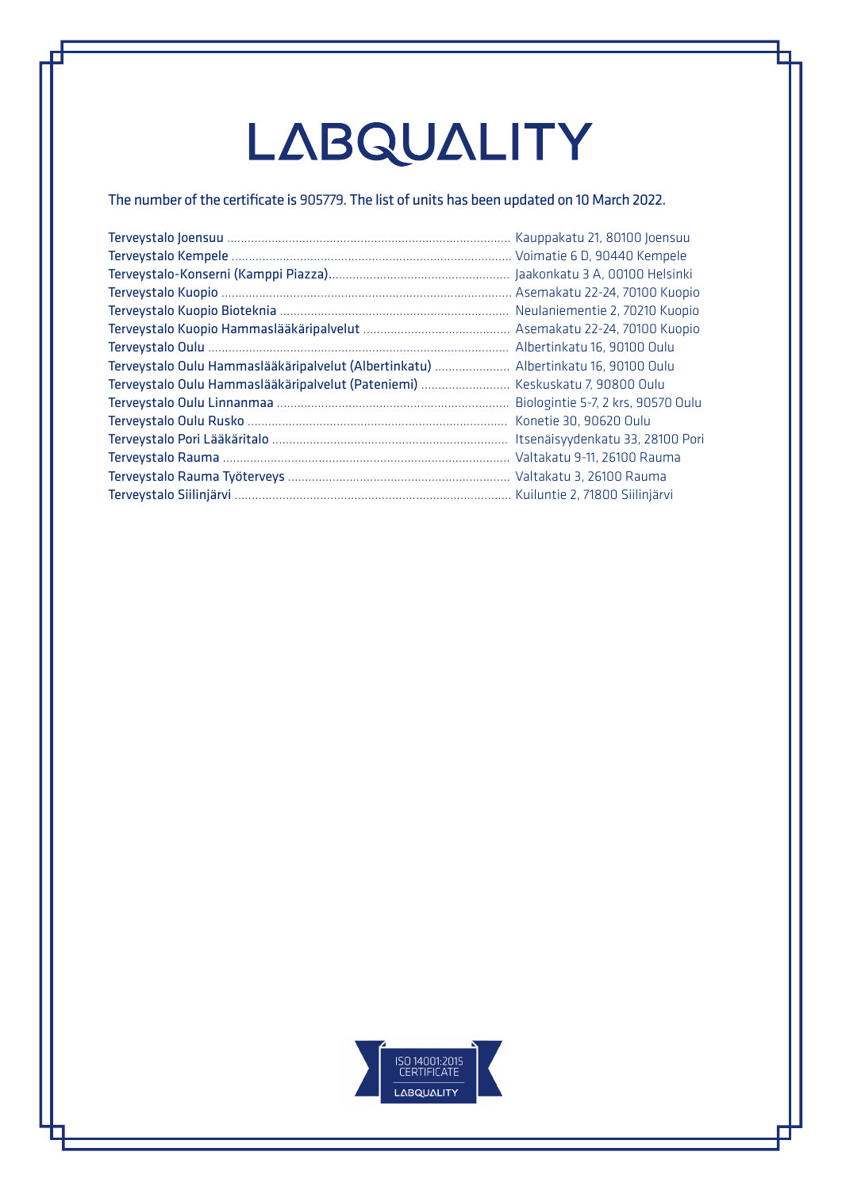# LABQUALITY

The number of the certificate is 905779. The list of units has been updated on 10 March 2022.

| | |
|---|---|
| Terveystalo Joensuu | Kauppakatu 21, 80100 Joensuu |
| Terveystalo Kempele | Voimatie 6 D, 90440 Kempele |
| Terveystalo-Konserni (Kamppi Piazza) | Jaakonkatu 3 A, 00100 Helsinki |
| Terveystalo Kuopio | Asemakatu 22-24, 70100 Kuopio |
| Terveystalo Kuopio Bioteknia | Neulaniementie 2, 70210 Kuopio |
| Terveystalo Kuopio Hammaslääkäripalvelut | Asemakatu 22-24, 70100 Kuopio |
| Terveystalo Oulu | Albertinkatu 16, 90100 Oulu |
| Terveystalo Oulu Hammaslääkäripalvelut (Albertinkatu) | Albertinkatu 16, 90100 Oulu |
| Terveystalo Oulu Hammaslääkäripalvelut (Pateniemi) | Keskuskatu 7, 90800 Oulu |
| Terveystalo Oulu Linnanmaa | Biologintie 5-7, 2 krs, 90570 Oulu |
| Terveystalo Oulu Rusko | Konetie 30, 90620 Oulu |
| Terveystalo Pori Lääkäritalo | Itsenäisyydenkatu 33, 28100 Pori |
| Terveystalo Rauma | Valtakatu 9-11, 26100 Rauma |
| Terveystalo Rauma Työterveys | Valtakatu 3, 26100 Rauma |
| Terveystalo Siilinjärvi | Kuiluntie 2, 71800 Siilinjärvi |

ISO 14001:2015
CERTIFICATE
LABQUALITY